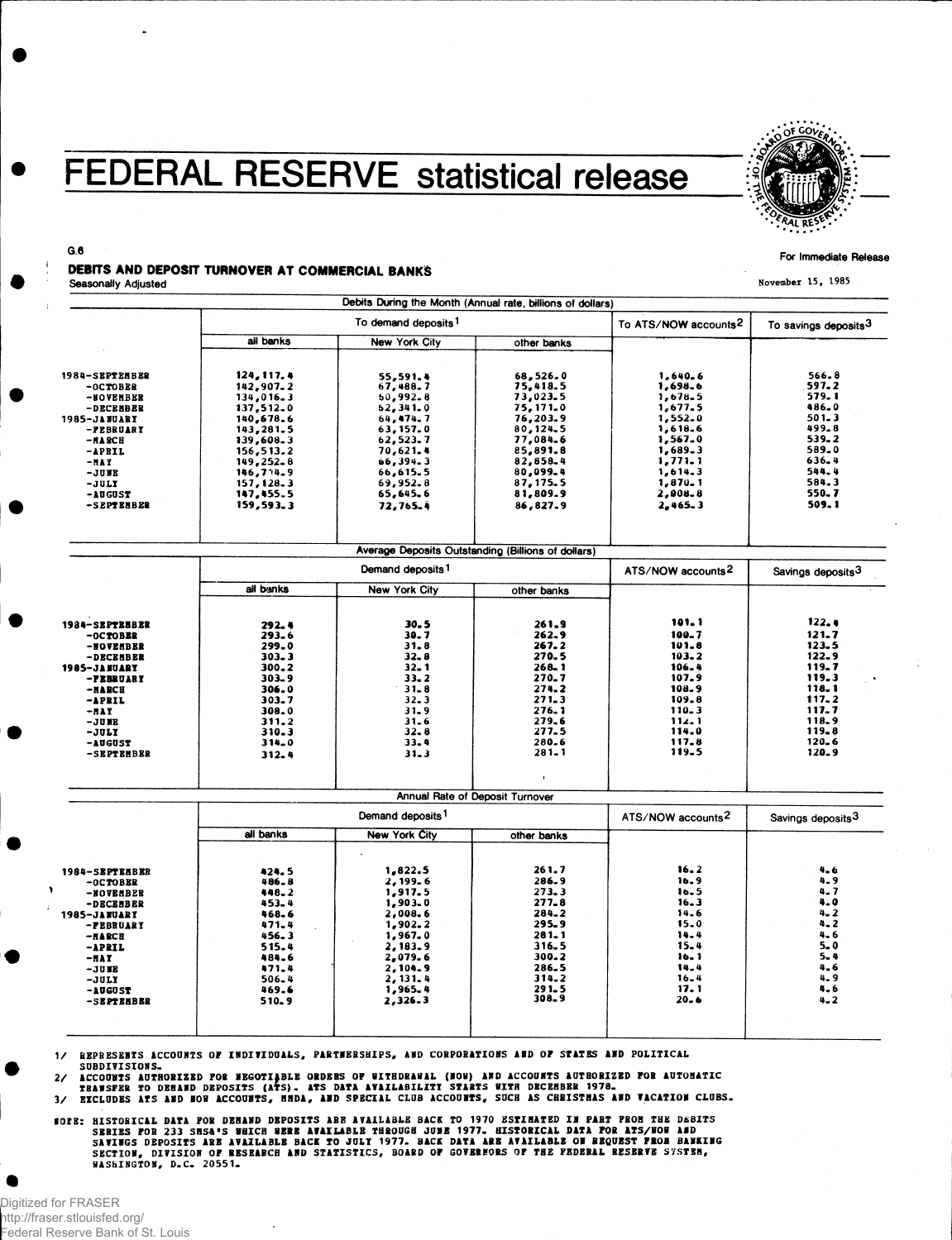# FEDERAL RESERVE statistical release

G.6

For Immediate Release

## DEBITS AND DEPOSIT TURNOVER AT COMMERCIAL BANKS

Seasonally Adjusted

November 15, 1985

| | Debits During the Month (Annual rate, billions of dollars) | | | | |
|---|---|---|---|---|---|
| | To demand deposits[1] | | | To ATS/NOW accounts[2] | To savings deposits[3] |
| | all banks | New York City | other banks | | |
| 1984-SEPTEMBER | 124,117.4 | 55,591.4 | 68,526.0 | 1,640.6 | 566.8 |
| -OCTOBER | 142,907.2 | 67,488.7 | 75,418.5 | 1,698.6 | 597.2 |
| -NOVEMBER | 134,016.3 | 60,992.8 | 73,023.5 | 1,678.5 | 579.1 |
| -DECEMBER | 137,512.0 | 62,341.0 | 75,171.0 | 1,677.5 | 486.0 |
| 1985-JANUARY | 140,678.6 | 64,474.7 | 76,203.9 | 1,552.0 | 501.3 |
| -FEBRUARY | 143,281.5 | 63,157.0 | 80,124.5 | 1,618.6 | 499.8 |
| -MARCH | 139,608.3 | 62,523.7 | 77,084.6 | 1,567.0 | 539.2 |
| -APRIL | 156,513.2 | 70,621.4 | 85,891.8 | 1,689.3 | 589.0 |
| -MAY | 149,252.8 | 66,394.3 | 82,858.4 | 1,771.1 | 636.4 |
| -JUNE | 146,714.9 | 66,615.5 | 80,099.4 | 1,614.3 | 544.4 |
| -JULY | 157,128.3 | 69,952.8 | 87,175.5 | 1,870.1 | 584.3 |
| -AUGUST | 147,455.5 | 65,645.6 | 81,809.9 | 2,008.8 | 550.7 |
| -SEPTEMBER | 159,593.3 | 72,765.4 | 86,827.9 | 2,465.3 | 509.1 |

| | Average Deposits Outstanding (Billions of dollars) | | | | |
|---|---|---|---|---|---|
| | Demand deposits[1] | | | ATS/NOW accounts[2] | Savings deposits[3] |
| | all banks | New York City | other banks | | |
| 1984-SEPTEMBER | 292.4 | 30.5 | 261.9 | 101.1 | 122.4 |
| -OCTOBER | 293.6 | 30.7 | 262.9 | 100.7 | 121.7 |
| -NOVEMBER | 299.0 | 31.8 | 267.2 | 101.8 | 123.5 |
| -DECEMBER | 303.3 | 32.8 | 270.5 | 103.2 | 122.9 |
| 1985-JANUARY | 300.2 | 32.1 | 268.1 | 106.4 | 119.7 |
| -FEBRUARY | 303.9 | 33.2 | 270.7 | 107.9 | 119.3 |
| -MARCH | 306.0 | 31.8 | 274.2 | 108.9 | 118.1 |
| -APRIL | 303.7 | 32.3 | 271.3 | 109.8 | 117.2 |
| -MAY | 308.0 | 31.9 | 276.1 | 110.3 | 117.7 |
| -JUNE | 311.2 | 31.6 | 279.6 | 112.1 | 118.9 |
| -JULY | 310.3 | 32.8 | 277.5 | 114.0 | 119.8 |
| -AUGUST | 314.0 | 33.4 | 280.6 | 117.8 | 120.6 |
| -SEPTEMBER | 312.4 | 31.3 | 281.1 | 119.5 | 120.9 |

| | Annual Rate of Deposit Turnover | | | | |
|---|---|---|---|---|---|
| | Demand deposits[1] | | | ATS/NOW accounts[2] | Savings deposits[3] |
| | all banks | New York City | other banks | | |
| 1984-SEPTEMBER | 424.5 | 1,822.5 | 261.7 | 16.2 | 4.6 |
| -OCTOBER | 486.8 | 2,199.6 | 286.9 | 16.9 | 4.9 |
| -NOVEMBER | 448.2 | 1,917.5 | 273.3 | 16.5 | 4.7 |
| -DECEMBER | 453.4 | 1,903.0 | 277.8 | 16.3 | 4.0 |
| 1985-JANUARY | 468.6 | 2,008.6 | 284.2 | 14.6 | 4.2 |
| -FEBRUARY | 471.4 | 1,902.2 | 295.9 | 15.0 | 4.2 |
| -MARCH | 456.3 | 1,967.0 | 281.1 | 14.4 | 4.6 |
| -APRIL | 515.4 | 2,183.9 | 316.5 | 15.4 | 5.0 |
| -MAY | 484.6 | 2,079.6 | 300.2 | 16.1 | 5.4 |
| -JUNE | 471.4 | 2,104.9 | 286.5 | 14.4 | 4.6 |
| -JULY | 506.4 | 2,131.4 | 314.2 | 16.4 | 4.9 |
| -AUGUST | 469.6 | 1,965.4 | 291.5 | 17.1 | 4.6 |
| -SEPTEMBER | 510.9 | 2,326.3 | 308.9 | 20.6 | 4.2 |

1/ REPRESENTS ACCOUNTS OF INDIVIDUALS, PARTNERSHIPS, AND CORPORATIONS AND OF STATES AND POLITICAL SUBDIVISIONS.

2/ ACCOUNTS AUTHORIZED FOR NEGOTIABLE ORDERS OF WITHDRAWAL (NOW) AND ACCOUNTS AUTHORIZED FOR AUTOMATIC TRANSFER TO DEMAND DEPOSITS (ATS). ATS DATA AVAILABILITY STARTS WITH DECEMBER 1978.

3/ EXCLUDES ATS AND NOW ACCOUNTS, MMDA, AND SPECIAL CLUB ACCOUNTS, SUCH AS CHRISTMAS AND VACATION CLUBS.

NOTE: HISTORICAL DATA FOR DEMAND DEPOSITS ARE AVAILABLE BACK TO 1970 ESTIMATED IN PART FROM THE DEBITS SERIES FOR 233 SMSA'S WHICH WERE AVAILABLE THROUGH JUNE 1977. HISTORICAL DATA FOR ATS/NOW AND SAVINGS DEPOSITS ARE AVAILABLE BACK TO JULY 1977. BACK DATA ARE AVAILABLE ON REQUEST FROM BANKING SECTION, DIVISION OF RESEARCH AND STATISTICS, BOARD OF GOVERNORS OF THE FEDERAL RESERVE SYSTEM, WASHINGTON, D.C. 20551.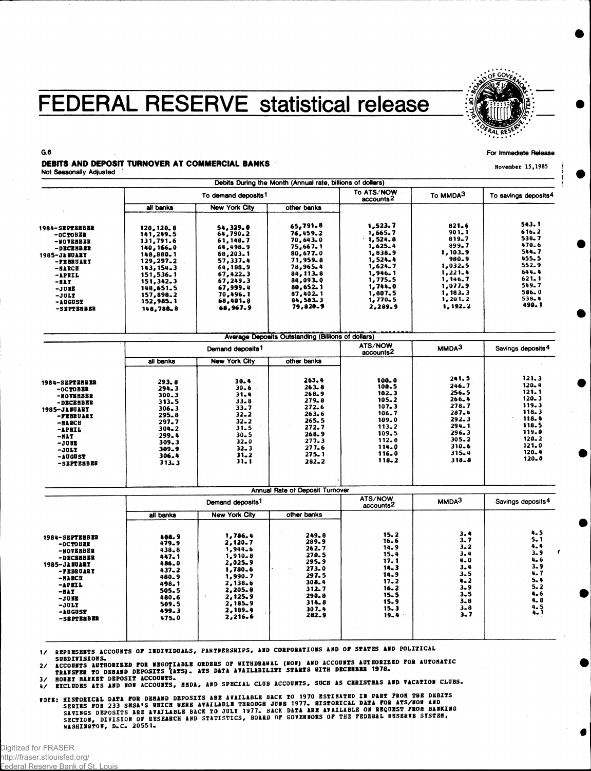# FEDERAL RESERVE statistical release

G.6

For Immediate Release

November 15, 1985

## DEBITS AND DEPOSIT TURNOVER AT COMMERCIAL BANKS

Not Seasonally Adjusted

| | Debits During the Month (Annual rate, billions of dollars) | | | | | |
|---|---|---|---|---|---|---|
| | To demand deposits[1] | | | To ATS/NOW accounts[2] | To MMDA[3] | To savings deposits[4] |
| | all banks | New York City | other banks | | | |
| 1984-SEPTEMBER | 120,120.8 | 54,329.0 | 65,791.8 | 1,523.7 | 821.6 | 543.1 |
| -OCTOBER | 141,249.5 | 64,790.2 | 76,459.2 | 1,665.7 | 901.1 | 616.2 |
| -NOVEMBER | 131,791.6 | 61,148.7 | 70,643.0 | 1,524.8 | 819.7 | 538.7 |
| -DECEMBER | 140,166.0 | 64,498.9 | 75,667.1 | 1,625.4 | 899.7 | 470.6 |
| 1985-JANUARY | 148,880.1 | 68,203.1 | 80,677.0 | 1,838.9 | 1,103.9 | 544.7 |
| -FEBRUARY | 129,297.2 | 57,337.4 | 71,959.8 | 1,524.4 | 980.9 | 455.5 |
| -MARCH | 143,154.3 | 64,188.9 | 78,965.4 | 1,624.7 | 1,032.5 | 552.9 |
| -APRIL | 151,536.1 | 67,422.3 | 84,113.8 | 1,946.1 | 1,221.4 | 644.4 |
| -MAY | 151,342.3 | 67,249.3 | 84,093.0 | 1,775.5 | 1,146.7 | 621.1 |
| -JUNE | 148,651.5 | 67,999.4 | 80,652.1 | 1,744.0 | 1,077.9 | 549.7 |
| -JULY | 157,898.2 | 70,496.1 | 87,402.1 | 1,807.5 | 1,183.3 | 586.0 |
| -AUGUST | 152,985.1 | 68,401.8 | 84,583.3 | 1,770.5 | 1,201.2 | 538.4 |
| -SEPTEMBER | 148,788.8 | 68,967.9 | 79,820.9 | 2,289.9 | 1,192.2 | 490.1 |

| | Average Deposits Outstanding (Billions of dollars) | | | | | |
|---|---|---|---|---|---|---|
| | Demand deposits[1] | | | ATS/NOW accounts[2] | MMDA[3] | Savings deposits[4] |
| | all banks | New York City | other banks | | | |
| 1984-SEPTEMBER | 293.8 | 30.4 | 263.4 | 100.0 | 241.5 | 121.3 |
| -OCTOBER | 294.3 | 30.6 | 263.8 | 100.5 | 246.7 | 120.4 |
| -NOVEMBER | 300.3 | 31.4 | 268.9 | 102.3 | 256.5 | 121.1 |
| -DECEMBER | 313.5 | 33.8 | 279.8 | 105.2 | 266.4 | 120.3 |
| 1985-JANUARY | 306.3 | 33.7 | 272.6 | 107.3 | 278.7 | 119.3 |
| -FEBRUARY | 295.8 | 32.2 | 263.6 | 106.7 | 287.4 | 118.3 |
| -MARCH | 297.7 | 32.2 | 265.5 | 109.0 | 292.3 | 118.4 |
| -APRIL | 304.2 | 31.5 | 272.7 | 113.2 | 294.1 | 118.5 |
| -MAY | 299.4 | 30.5 | 268.9 | 109.5 | 296.3 | 119.0 |
| -JUNE | 309.3 | 32.0 | 277.3 | 112.8 | 305.2 | 120.2 |
| -JULY | 309.9 | 32.3 | 277.6 | 114.0 | 310.6 | 121.0 |
| -AUGUST | 306.4 | 31.2 | 275.1 | 116.0 | 315.4 | 120.4 |
| -SEPTEMBER | 313.3 | 31.1 | 282.2 | 118.2 | 318.8 | 120.0 |

| | Annual Rate of Deposit Turnover | | | | | |
|---|---|---|---|---|---|---|
| | Demand deposits[1] | | | ATS/NOW accounts[2] | MMDA[3] | Savings deposits[4] |
| | all banks | New York City | other banks | | | |
| 1984-SEPTEMBER | 408.9 | 1,786.4 | 249.8 | 15.2 | 3.4 | 4.5 |
| -OCTOBER | 479.9 | 2,120.7 | 289.9 | 16.6 | 3.7 | 5.1 |
| -NOVEMBER | 438.8 | 1,944.6 | 262.7 | 14.9 | 3.2 | 4.4 |
| -DECEMBER | 447.1 | 1,910.8 | 270.5 | 15.4 | 3.4 | 3.9 |
| 1985-JANUARY | 486.0 | 2,025.9 | 295.9 | 17.1 | 4.0 | 4.6 |
| -FEBRUARY | 437.2 | 1,780.6 | 273.0 | 14.3 | 3.4 | 3.9 |
| -MARCH | 480.9 | 1,990.7 | 297.5 | 14.9 | 3.5 | 4.7 |
| -APRIL | 498.1 | 2,138.6 | 308.4 | 17.2 | 4.2 | 5.4 |
| -MAY | 505.5 | 2,205.8 | 312.7 | 16.2 | 3.9 | 5.2 |
| -JUNE | 480.6 | 2,125.9 | 290.8 | 15.5 | 3.5 | 4.6 |
| -JULY | 509.5 | 2,185.9 | 314.8 | 15.9 | 3.8 | 4.8 |
| -AUGUST | 499.3 | 2,189.4 | 307.4 | 15.3 | 3.8 | 4.5 |
| -SEPTEMBER | 475.0 | 2,216.6 | 282.9 | 19.4 | 3.7 | 4.1 |

1/ REPRESENTS ACCOUNTS OF INDIVIDUALS, PARTNERSHIPS, AND CORPORATIONS AND OF STATES AND POLITICAL SUBDIVISIONS.
2/ ACCOUNTS AUTHORIZED FOR NEGOTIABLE ORDERS OF WITHDRAWAL (NOW) AND ACCOUNTS AUTHORIZED FOR AUTOMATIC TRANSFER TO DEMAND DEPOSITS (ATS). ATS DATA AVAILABILITY STARTS WITH DECEMBER 1978.
3/ MONEY MARKET DEPOSIT ACCOUNTS.
4/ EXCLUDES ATS AND NOW ACCOUNTS, MMDA, AND SPECIAL CLUB ACCOUNTS, SUCH AS CHRISTMAS AND VACATION CLUBS.

NOTE: HISTORICAL DATA FOR DEMAND DEPOSITS ARE AVAILABLE BACK TO 1970 ESTIMATED IN PART FROM THE DEBITS SERIES FOR 233 SMSA'S WHICH WERE AVAILABLE THROUGH JUNE 1977. HISTORICAL DATA FOR ATS/NOW AND SAVINGS DEPOSITS ARE AVAILABLE BACK TO JULY 1977. BACK DATA ARE AVAILABLE ON REQUEST FROM BANKING SECTION, DIVISION OF RESEARCH AND STATISTICS, BOARD OF GOVERNORS OF THE FEDERAL RESERVE SYSTEM, WASHINGTON, D.C. 20551.